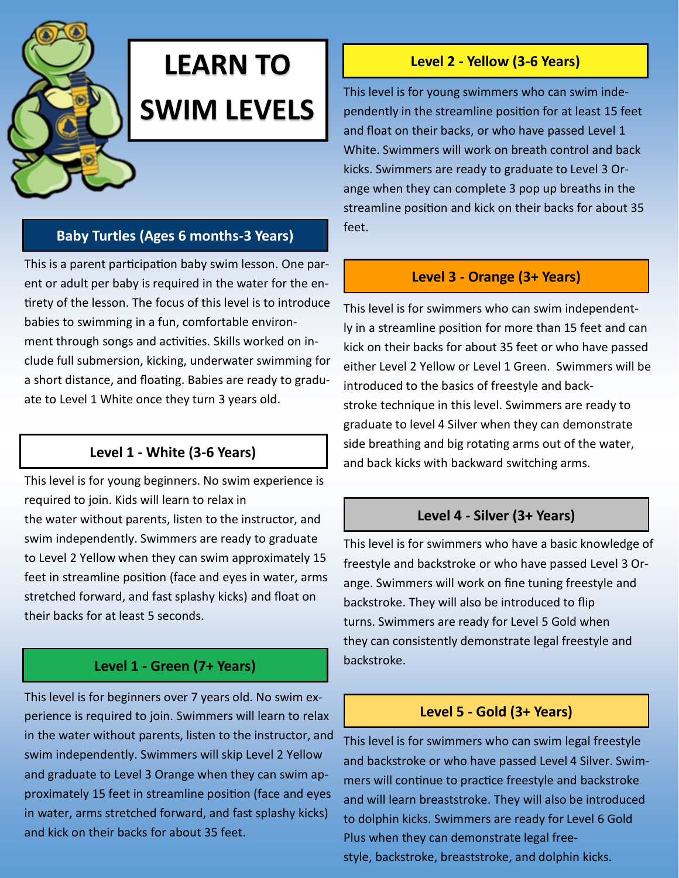# LEARN TO SWIM LEVELS

## Baby Turtles (Ages 6 months-3 Years)

This is a parent participation baby swim lesson. One parent or adult per baby is required in the water for the entirety of the lesson. The focus of this level is to introduce babies to swimming in a fun, comfortable environment through songs and activities. Skills worked on include full submersion, kicking, underwater swimming for a short distance, and floating. Babies are ready to graduate to Level 1 White once they turn 3 years old.

## Level 1 - White (3-6 Years)

This level is for young beginners. No swim experience is required to join. Kids will learn to relax in the water without parents, listen to the instructor, and swim independently. Swimmers are ready to graduate to Level 2 Yellow when they can swim approximately 15 feet in streamline position (face and eyes in water, arms stretched forward, and fast splashy kicks) and float on their backs for at least 5 seconds.

## Level 1 - Green (7+ Years)

This level is for beginners over 7 years old. No swim experience is required to join. Swimmers will learn to relax in the water without parents, listen to the instructor, and swim independently. Swimmers will skip Level 2 Yellow and graduate to Level 3 Orange when they can swim approximately 15 feet in streamline position (face and eyes in water, arms stretched forward, and fast splashy kicks) and kick on their backs for about 35 feet.

## Level 2 - Yellow (3-6 Years)

This level is for young swimmers who can swim independently in the streamline position for at least 15 feet and float on their backs, or who have passed Level 1 White. Swimmers will work on breath control and back kicks. Swimmers are ready to graduate to Level 3 Orange when they can complete 3 pop up breaths in the streamline position and kick on their backs for about 35 feet.

## Level 3 - Orange (3+ Years)

This level is for swimmers who can swim independently in a streamline position for more than 15 feet and can kick on their backs for about 35 feet or who have passed either Level 2 Yellow or Level 1 Green. Swimmers will be introduced to the basics of freestyle and backstroke technique in this level. Swimmers are ready to graduate to level 4 Silver when they can demonstrate side breathing and big rotating arms out of the water, and back kicks with backward switching arms.

## Level 4 - Silver (3+ Years)

This level is for swimmers who have a basic knowledge of freestyle and backstroke or who have passed Level 3 Orange. Swimmers will work on fine tuning freestyle and backstroke. They will also be introduced to flip turns. Swimmers are ready for Level 5 Gold when they can consistently demonstrate legal freestyle and backstroke.

## Level 5 - Gold (3+ Years)

This level is for swimmers who can swim legal freestyle and backstroke or who have passed Level 4 Silver. Swimmers will continue to practice freestyle and backstroke and will learn breaststroke. They will also be introduced to dolphin kicks. Swimmers are ready for Level 6 Gold Plus when they can demonstrate legal freestyle, backstroke, breaststroke, and dolphin kicks.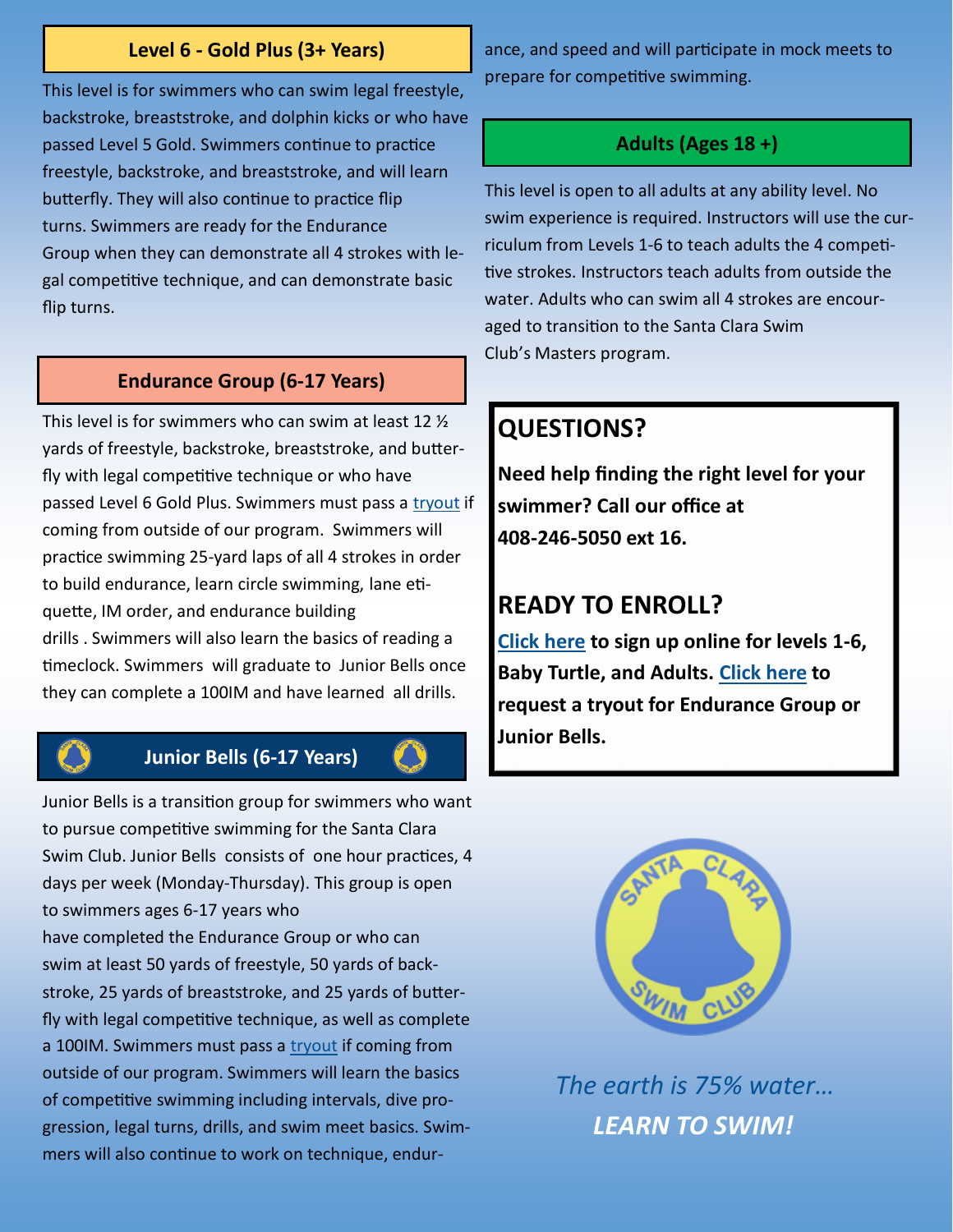## Level 6 - Gold Plus (3+ Years)

This level is for swimmers who can swim legal freestyle, backstroke, breaststroke, and dolphin kicks or who have passed Level 5 Gold. Swimmers continue to practice freestyle, backstroke, and breaststroke, and will learn butterfly. They will also continue to practice flip turns. Swimmers are ready for the Endurance Group when they can demonstrate all 4 strokes with legal competitive technique, and can demonstrate basic flip turns.

## Endurance Group (6-17 Years)

This level is for swimmers who can swim at least 12 ½ yards of freestyle, backstroke, breaststroke, and butterfly with legal competitive technique or who have passed Level 6 Gold Plus. Swimmers must pass a tryout if coming from outside of our program. Swimmers will practice swimming 25-yard laps of all 4 strokes in order to build endurance, learn circle swimming, lane etiquette, IM order, and endurance building drills . Swimmers will also learn the basics of reading a timeclock. Swimmers will graduate to Junior Bells once they can complete a 100IM and have learned all drills.

## Junior Bells (6-17 Years)

Junior Bells is a transition group for swimmers who want to pursue competitive swimming for the Santa Clara Swim Club. Junior Bells consists of one hour practices, 4 days per week (Monday-Thursday). This group is open to swimmers ages 6-17 years who have completed the Endurance Group or who can swim at least 50 yards of freestyle, 50 yards of backstroke, 25 yards of breaststroke, and 25 yards of butterfly with legal competitive technique, as well as complete a 100IM. Swimmers must pass a tryout if coming from outside of our program. Swimmers will learn the basics of competitive swimming including intervals, dive progression, legal turns, drills, and swim meet basics. Swimmers will also continue to work on technique, endurance, and speed and will participate in mock meets to prepare for competitive swimming.

## Adults (Ages 18 +)

This level is open to all adults at any ability level. No swim experience is required. Instructors will use the curriculum from Levels 1-6 to teach adults the 4 competitive strokes. Instructors teach adults from outside the water. Adults who can swim all 4 strokes are encouraged to transition to the Santa Clara Swim Club's Masters program.

# QUESTIONS?

**Need help finding the right level for your swimmer? Call our office at 408-246-5050 ext 16.**

# READY TO ENROLL?

**Click here to sign up online for levels 1-6, Baby Turtle, and Adults. Click here to request a tryout for Endurance Group or Junior Bells.**

*The earth is 75% water…*

***LEARN TO SWIM!***